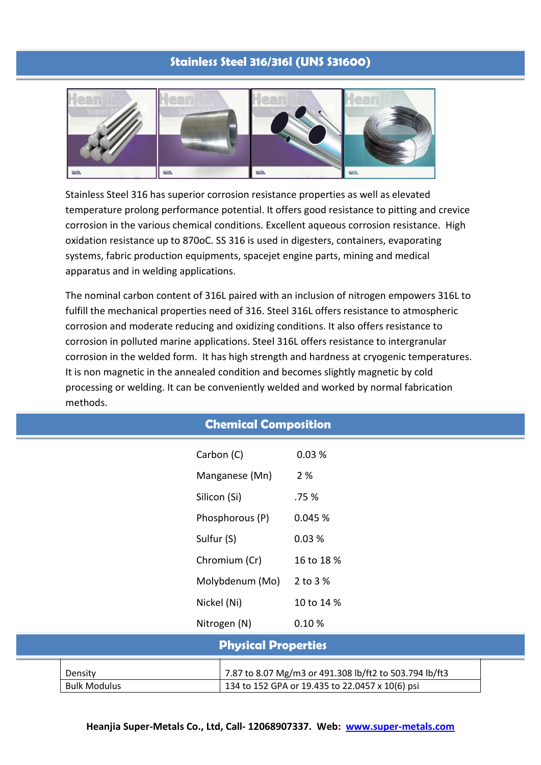# Stainless Steel 316/316l (UNS S31600)

Stainless Steel 316 has superior corrosion resistance properties as well as elevated temperature prolong performance potential. It offers good resistance to pitting and crevice corrosion in the various chemical conditions. Excellent aqueous corrosion resistance. High oxidation resistance up to 870oC. SS 316 is used in digesters, containers, evaporating systems, fabric production equipments, spacejet engine parts, mining and medical apparatus and in welding applications.

The nominal carbon content of 316L paired with an inclusion of nitrogen empowers 316L to fulfill the mechanical properties need of 316. Steel 316L offers resistance to atmospheric corrosion and moderate reducing and oxidizing conditions. It also offers resistance to corrosion in polluted marine applications. Steel 316L offers resistance to intergranular corrosion in the welded form. It has high strength and hardness at cryogenic temperatures. It is non magnetic in the annealed condition and becomes slightly magnetic by cold processing or welding. It can be conveniently welded and worked by normal fabrication methods.

## Chemical Composition

| | |
|---|---|
| Carbon (C) | 0.03 % |
| Manganese (Mn) | 2 % |
| Silicon (Si) | .75 % |
| Phosphorous (P) | 0.045 % |
| Sulfur (S) | 0.03 % |
| Chromium (Cr) | 16 to 18 % |
| Molybdenum (Mo) | 2 to 3 % |
| Nickel (Ni) | 10 to 14 % |
| Nitrogen (N) | 0.10 % |

## Physical Properties

| | |
|---|---|
| Density | 7.87 to 8.07 Mg/m3 or 491.308 lb/ft2 to 503.794 lb/ft3 |
| Bulk Modulus | 134 to 152 GPA or 19.435 to 22.0457 x 10(6) psi |

**Heanjia Super-Metals Co., Ltd, Call- 12068907337. Web: www.super-metals.com**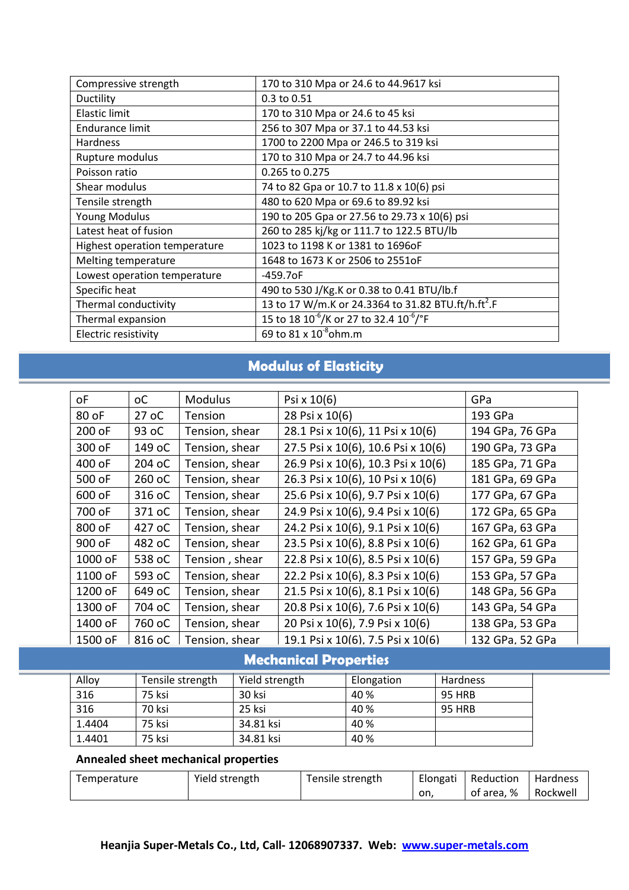| Compressive strength | 170 to 310 Mpa or 24.6 to 44.9617 ksi |
|---|---|
| Ductility | 0.3 to 0.51 |
| Elastic limit | 170 to 310 Mpa or 24.6 to 45 ksi |
| Endurance limit | 256 to 307 Mpa or 37.1 to 44.53 ksi |
| Hardness | 1700 to 2200 Mpa or 246.5 to 319 ksi |
| Rupture modulus | 170 to 310 Mpa or 24.7 to 44.96 ksi |
| Poisson ratio | 0.265 to 0.275 |
| Shear modulus | 74 to 82 Gpa or 10.7 to 11.8 x 10(6) psi |
| Tensile strength | 480 to 620 Mpa or 69.6 to 89.92 ksi |
| Young Modulus | 190 to 205 Gpa or 27.56 to 29.73 x 10(6) psi |
| Latest heat of fusion | 260 to 285 kj/kg or 111.7 to 122.5 BTU/lb |
| Highest operation temperature | 1023 to 1198 K or 1381 to 1696oF |
| Melting temperature | 1648 to 1673 K or 2506 to 2551oF |
| Lowest operation temperature | -459.7oF |
| Specific heat | 490 to 530 J/Kg.K or 0.38 to 0.41 BTU/lb.f |
| Thermal conductivity | 13 to 17 W/m.K or 24.3364 to 31.82 BTU.ft/h.ft$^2$.F |
| Thermal expansion | 15 to 18 $10^{-6}$/K or 27 to 32.4 $10^{-6}$/°F |
| Electric resistivity | 69 to 81 x $10^{-8}$ohm.m |

## Modulus of Elasticity

| oF | oC | Modulus | Psi x 10(6) | GPa |
|---|---|---|---|---|
| 80 oF | 27 oC | Tension | 28 Psi x 10(6) | 193 GPa |
| 200 oF | 93 oC | Tension, shear | 28.1 Psi x 10(6), 11 Psi x 10(6) | 194 GPa, 76 GPa |
| 300 oF | 149 oC | Tension, shear | 27.5 Psi x 10(6), 10.6 Psi x 10(6) | 190 GPa, 73 GPa |
| 400 oF | 204 oC | Tension, shear | 26.9 Psi x 10(6), 10.3 Psi x 10(6) | 185 GPa, 71 GPa |
| 500 oF | 260 oC | Tension, shear | 26.3 Psi x 10(6), 10 Psi x 10(6) | 181 GPa, 69 GPa |
| 600 oF | 316 oC | Tension, shear | 25.6 Psi x 10(6), 9.7 Psi x 10(6) | 177 GPa, 67 GPa |
| 700 oF | 371 oC | Tension, shear | 24.9 Psi x 10(6), 9.4 Psi x 10(6) | 172 GPa, 65 GPa |
| 800 oF | 427 oC | Tension, shear | 24.2 Psi x 10(6), 9.1 Psi x 10(6) | 167 GPa, 63 GPa |
| 900 oF | 482 oC | Tension, shear | 23.5 Psi x 10(6), 8.8 Psi x 10(6) | 162 GPa, 61 GPa |
| 1000 oF | 538 oC | Tension , shear | 22.8 Psi x 10(6), 8.5 Psi x 10(6) | 157 GPa, 59 GPa |
| 1100 oF | 593 oC | Tension, shear | 22.2 Psi x 10(6), 8.3 Psi x 10(6) | 153 GPa, 57 GPa |
| 1200 oF | 649 oC | Tension, shear | 21.5 Psi x 10(6), 8.1 Psi x 10(6) | 148 GPa, 56 GPa |
| 1300 oF | 704 oC | Tension, shear | 20.8 Psi x 10(6), 7.6 Psi x 10(6) | 143 GPa, 54 GPa |
| 1400 oF | 760 oC | Tension, shear | 20 Psi x 10(6), 7.9 Psi x 10(6) | 138 GPa, 53 GPa |
| 1500 oF | 816 oC | Tension, shear | 19.1 Psi x 10(6), 7.5 Psi x 10(6) | 132 GPa, 52 GPa |

## Mechanical Properties

| Alloy | Tensile strength | Yield strength | Elongation | Hardness |
|---|---|---|---|---|
| 316 | 75 ksi | 30 ksi | 40 % | 95 HRB |
| 316 | 70 ksi | 25 ksi | 40 % | 95 HRB |
| 1.4404 | 75 ksi | 34.81 ksi | 40 % | |
| 1.4401 | 75 ksi | 34.81 ksi | 40 % | |

**Annealed sheet mechanical properties**

| Temperature | Yield strength | Tensile strength | Elongation, | Reduction of area, % | Hardness Rockwell |
|---|---|---|---|---|---|

**Heanjia Super-Metals Co., Ltd, Call- 12068907337. Web: [www.super-metals.com](http://www.super-metals.com)**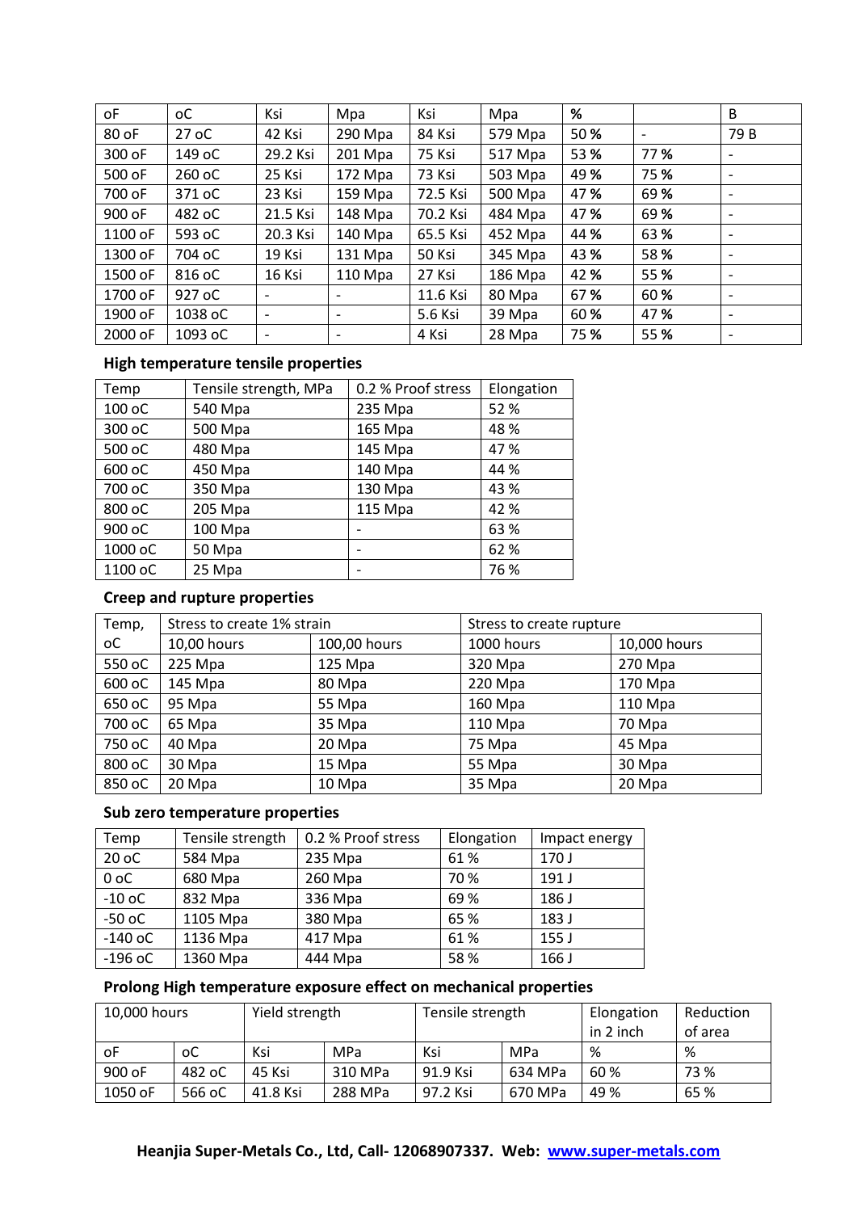| oF | oC | Ksi | Mpa | Ksi | Mpa | % | | B |
|---|---|---|---|---|---|---|---|---|
| 80 oF | 27 oC | 42 Ksi | 290 Mpa | 84 Ksi | 579 Mpa | 50 % | - | 79 B |
| 300 oF | 149 oC | 29.2 Ksi | 201 Mpa | 75 Ksi | 517 Mpa | 53 % | 77 % | - |
| 500 oF | 260 oC | 25 Ksi | 172 Mpa | 73 Ksi | 503 Mpa | 49 % | 75 % | - |
| 700 oF | 371 oC | 23 Ksi | 159 Mpa | 72.5 Ksi | 500 Mpa | 47 % | 69 % | - |
| 900 oF | 482 oC | 21.5 Ksi | 148 Mpa | 70.2 Ksi | 484 Mpa | 47 % | 69 % | - |
| 1100 oF | 593 oC | 20.3 Ksi | 140 Mpa | 65.5 Ksi | 452 Mpa | 44 % | 63 % | - |
| 1300 oF | 704 oC | 19 Ksi | 131 Mpa | 50 Ksi | 345 Mpa | 43 % | 58 % | - |
| 1500 oF | 816 oC | 16 Ksi | 110 Mpa | 27 Ksi | 186 Mpa | 42 % | 55 % | - |
| 1700 oF | 927 oC | - | - | 11.6 Ksi | 80 Mpa | 67 % | 60 % | - |
| 1900 oF | 1038 oC | - | - | 5.6 Ksi | 39 Mpa | 60 % | 47 % | - |
| 2000 oF | 1093 oC | - | - | 4 Ksi | 28 Mpa | 75 % | 55 % | - |

**High temperature tensile properties**

| Temp | Tensile strength, MPa | 0.2 % Proof stress | Elongation |
|---|---|---|---|
| 100 oC | 540 Mpa | 235 Mpa | 52 % |
| 300 oC | 500 Mpa | 165 Mpa | 48 % |
| 500 oC | 480 Mpa | 145 Mpa | 47 % |
| 600 oC | 450 Mpa | 140 Mpa | 44 % |
| 700 oC | 350 Mpa | 130 Mpa | 43 % |
| 800 oC | 205 Mpa | 115 Mpa | 42 % |
| 900 oC | 100 Mpa | - | 63 % |
| 1000 oC | 50 Mpa | - | 62 % |
| 1100 oC | 25 Mpa | - | 76 % |

**Creep and rupture properties**

| Temp, | Stress to create 1% strain | | Stress to create rupture | |
|---|---|---|---|---|
| oC | 10,00 hours | 100,00 hours | 1000 hours | 10,000 hours |
| 550 oC | 225 Mpa | 125 Mpa | 320 Mpa | 270 Mpa |
| 600 oC | 145 Mpa | 80 Mpa | 220 Mpa | 170 Mpa |
| 650 oC | 95 Mpa | 55 Mpa | 160 Mpa | 110 Mpa |
| 700 oC | 65 Mpa | 35 Mpa | 110 Mpa | 70 Mpa |
| 750 oC | 40 Mpa | 20 Mpa | 75 Mpa | 45 Mpa |
| 800 oC | 30 Mpa | 15 Mpa | 55 Mpa | 30 Mpa |
| 850 oC | 20 Mpa | 10 Mpa | 35 Mpa | 20 Mpa |

**Sub zero temperature properties**

| Temp | Tensile strength | 0.2 % Proof stress | Elongation | Impact energy |
|---|---|---|---|---|
| 20 oC | 584 Mpa | 235 Mpa | 61 % | 170 J |
| 0 oC | 680 Mpa | 260 Mpa | 70 % | 191 J |
| -10 oC | 832 Mpa | 336 Mpa | 69 % | 186 J |
| -50 oC | 1105 Mpa | 380 Mpa | 65 % | 183 J |
| -140 oC | 1136 Mpa | 417 Mpa | 61 % | 155 J |
| -196 oC | 1360 Mpa | 444 Mpa | 58 % | 166 J |

**Prolong High temperature exposure effect on mechanical properties**

| 10,000 hours | | Yield strength | | Tensile strength | | Elongation in 2 inch | Reduction of area |
|---|---|---|---|---|---|---|---|
| oF | oC | Ksi | MPa | Ksi | MPa | % | % |
| 900 oF | 482 oC | 45 Ksi | 310 MPa | 91.9 Ksi | 634 MPa | 60 % | 73 % |
| 1050 oF | 566 oC | 41.8 Ksi | 288 MPa | 97.2 Ksi | 670 MPa | 49 % | 65 % |

**Heanjia Super-Metals Co., Ltd, Call- 12068907337. Web: [www.super-metals.com](http://www.super-metals.com)**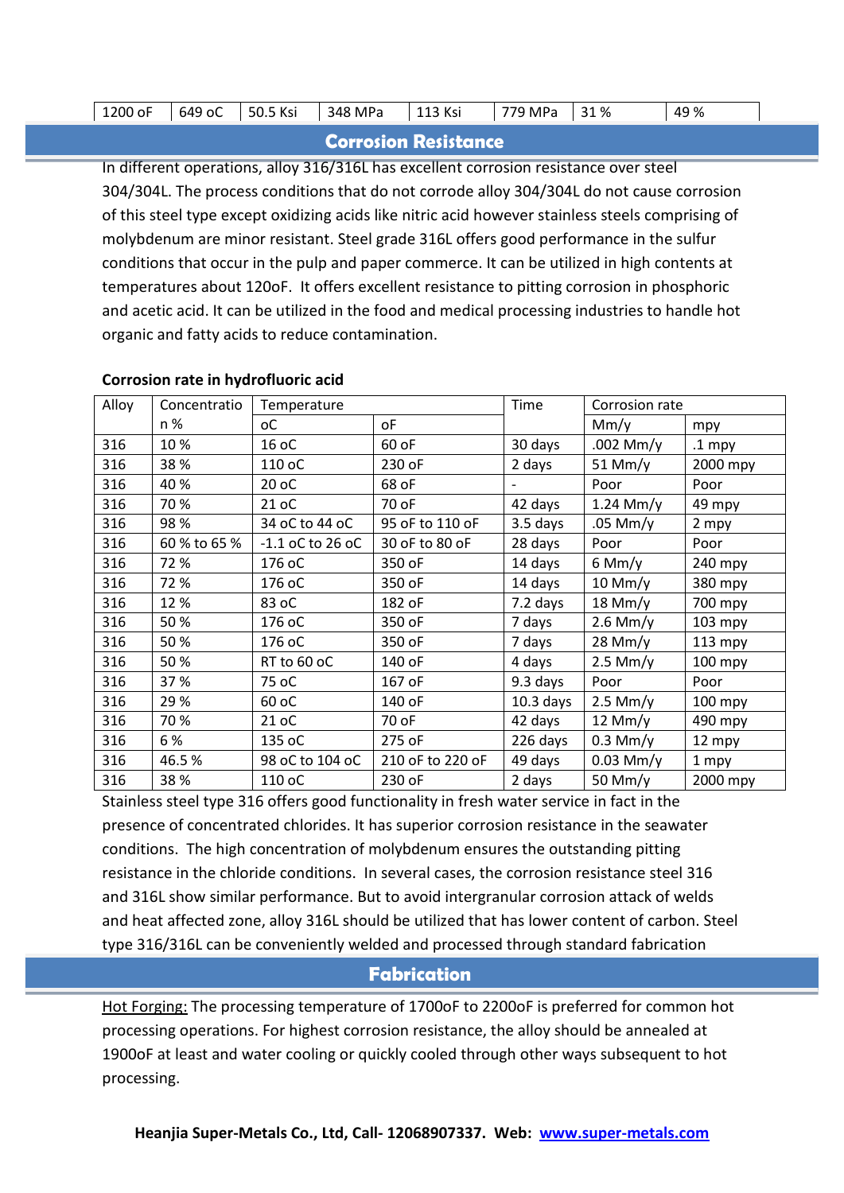| 1200 oF | 649 oC | 50.5 Ksi | 348 MPa | 113 Ksi | 779 MPa | 31 % | 49 % |
|---|---|---|---|---|---|---|---|

## Corrosion Resistance

In different operations, alloy 316/316L has excellent corrosion resistance over steel 304/304L. The process conditions that do not corrode alloy 304/304L do not cause corrosion of this steel type except oxidizing acids like nitric acid however stainless steels comprising of molybdenum are minor resistant. Steel grade 316L offers good performance in the sulfur conditions that occur in the pulp and paper commerce. It can be utilized in high contents at temperatures about 120oF. It offers excellent resistance to pitting corrosion in phosphoric and acetic acid. It can be utilized in the food and medical processing industries to handle hot organic and fatty acids to reduce contamination.

**Corrosion rate in hydrofluoric acid**

| Alloy | Concentration % | Temperature | | Time | Corrosion rate | |
|---|---|---|---|---|---|---|
| | | oC | oF | | Mm/y | mpy |
| 316 | 10 % | 16 oC | 60 oF | 30 days | .002 Mm/y | .1 mpy |
| 316 | 38 % | 110 oC | 230 oF | 2 days | 51 Mm/y | 2000 mpy |
| 316 | 40 % | 20 oC | 68 oF | - | Poor | Poor |
| 316 | 70 % | 21 oC | 70 oF | 42 days | 1.24 Mm/y | 49 mpy |
| 316 | 98 % | 34 oC to 44 oC | 95 oF to 110 oF | 3.5 days | .05 Mm/y | 2 mpy |
| 316 | 60 % to 65 % | -1.1 oC to 26 oC | 30 oF to 80 oF | 28 days | Poor | Poor |
| 316 | 72 % | 176 oC | 350 oF | 14 days | 6 Mm/y | 240 mpy |
| 316 | 72 % | 176 oC | 350 oF | 14 days | 10 Mm/y | 380 mpy |
| 316 | 12 % | 83 oC | 182 oF | 7.2 days | 18 Mm/y | 700 mpy |
| 316 | 50 % | 176 oC | 350 oF | 7 days | 2.6 Mm/y | 103 mpy |
| 316 | 50 % | 176 oC | 350 oF | 7 days | 28 Mm/y | 113 mpy |
| 316 | 50 % | RT to 60 oC | 140 oF | 4 days | 2.5 Mm/y | 100 mpy |
| 316 | 37 % | 75 oC | 167 oF | 9.3 days | Poor | Poor |
| 316 | 29 % | 60 oC | 140 oF | 10.3 days | 2.5 Mm/y | 100 mpy |
| 316 | 70 % | 21 oC | 70 oF | 42 days | 12 Mm/y | 490 mpy |
| 316 | 6 % | 135 oC | 275 oF | 226 days | 0.3 Mm/y | 12 mpy |
| 316 | 46.5 % | 98 oC to 104 oC | 210 oF to 220 oF | 49 days | 0.03 Mm/y | 1 mpy |
| 316 | 38 % | 110 oC | 230 oF | 2 days | 50 Mm/y | 2000 mpy |

Stainless steel type 316 offers good functionality in fresh water service in fact in the presence of concentrated chlorides. It has superior corrosion resistance in the seawater conditions. The high concentration of molybdenum ensures the outstanding pitting resistance in the chloride conditions. In several cases, the corrosion resistance steel 316 and 316L show similar performance. But to avoid intergranular corrosion attack of welds and heat affected zone, alloy 316L should be utilized that has lower content of carbon. Steel type 316/316L can be conveniently welded and processed through standard fabrication

## Fabrication

Hot Forging: The processing temperature of 1700oF to 2200oF is preferred for common hot processing operations. For highest corrosion resistance, the alloy should be annealed at 1900oF at least and water cooling or quickly cooled through other ways subsequent to hot processing.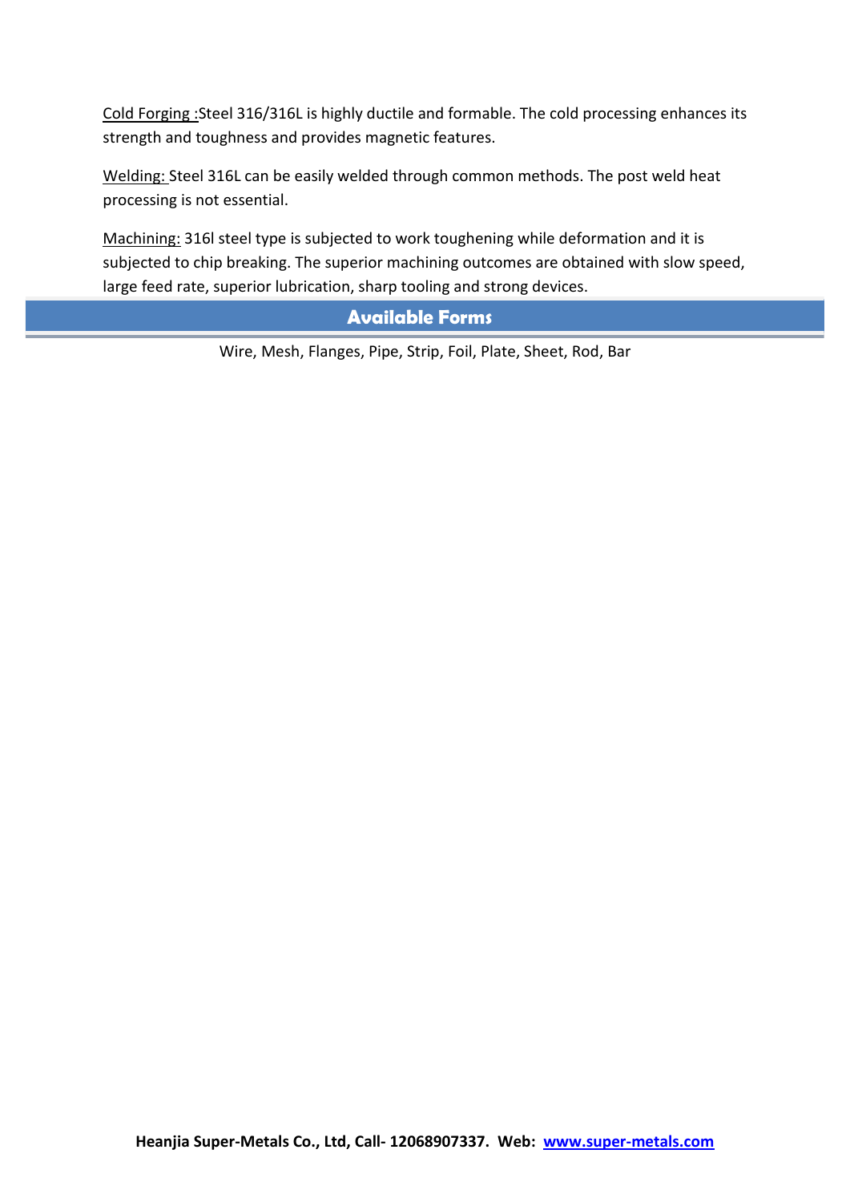<u>Cold Forging :</u>Steel 316/316L is highly ductile and formable. The cold processing enhances its strength and toughness and provides magnetic features.

<u>Welding:</u> Steel 316L can be easily welded through common methods. The post weld heat processing is not essential.

<u>Machining:</u> 316l steel type is subjected to work toughening while deformation and it is subjected to chip breaking. The superior machining outcomes are obtained with slow speed, large feed rate, superior lubrication, sharp tooling and strong devices.

## Available Forms

Wire, Mesh, Flanges, Pipe, Strip, Foil, Plate, Sheet, Rod, Bar